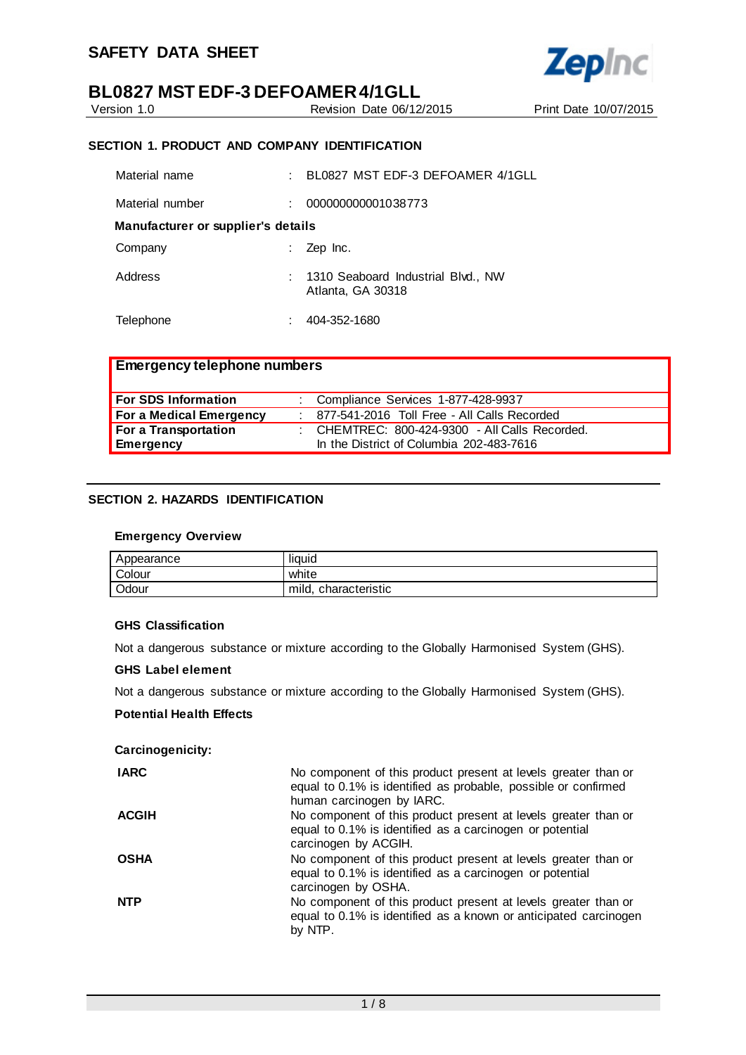# SAFETY DATA SHEET

## BL0827 MST EDF-3 DEFOAMER 4/1GLL

Version 1.0 | Revision Date 06/12/2015 | Print Date 10/07/2015

### SECTION 1. PRODUCT AND COMPANY IDENTIFICATION

| | | |
|---|---|---|
| Material name | : | BL0827 MST EDF-3 DEFOAMER 4/1GLL |
| Material number | : | 000000000001038773 |

**Manufacturer or supplier's details**

| | | |
|---|---|---|
| Company | : | Zep Inc. |
| Address | : | 1310 Seaboard Industrial Blvd., NW<br>Atlanta, GA 30318 |
| Telephone | : | 404-352-1680 |

| Emergency telephone numbers | | |
|---|---|---|
| **For SDS Information** | : | Compliance Services 1-877-428-9937 |
| **For a Medical Emergency** | : | 877-541-2016 Toll Free - All Calls Recorded |
| **For a Transportation Emergency** | : | CHEMTREC: 800-424-9300 - All Calls Recorded.<br>In the District of Columbia 202-483-7616 |

### SECTION 2. HAZARDS IDENTIFICATION

**Emergency Overview**

| | |
|---|---|
| Appearance | liquid |
| Colour | white |
| Odour | mild, characteristic |

**GHS Classification**

Not a dangerous substance or mixture according to the Globally Harmonised System (GHS).

**GHS Label element**

Not a dangerous substance or mixture according to the Globally Harmonised System (GHS).

**Potential Health Effects**

**Carcinogenicity:**

| | |
|---|---|
| **IARC** | No component of this product present at levels greater than or equal to 0.1% is identified as probable, possible or confirmed human carcinogen by IARC. |
| **ACGIH** | No component of this product present at levels greater than or equal to 0.1% is identified as a carcinogen or potential carcinogen by ACGIH. |
| **OSHA** | No component of this product present at levels greater than or equal to 0.1% is identified as a carcinogen or potential carcinogen by OSHA. |
| **NTP** | No component of this product present at levels greater than or equal to 0.1% is identified as a known or anticipated carcinogen by NTP. |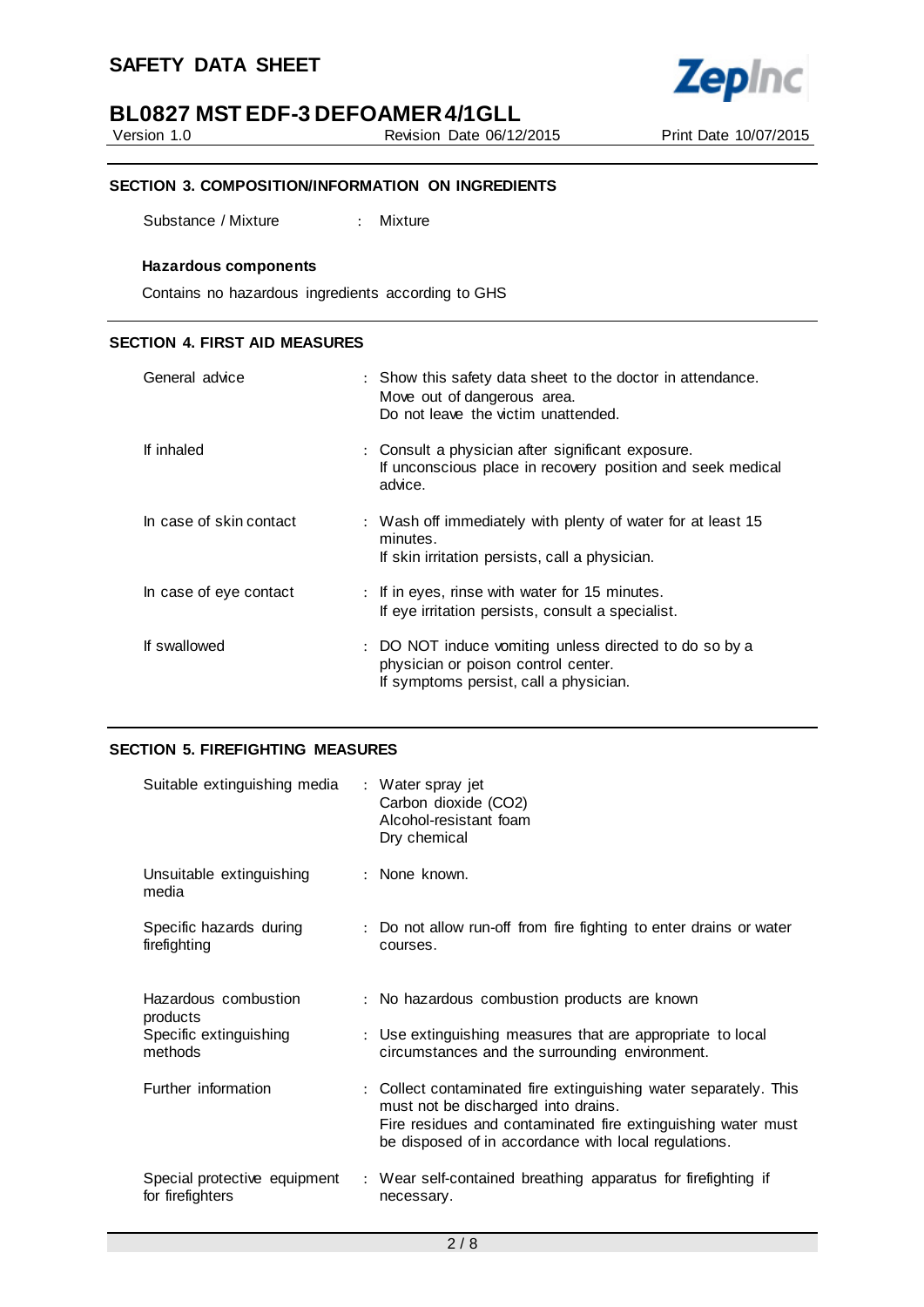## SECTION 3. COMPOSITION/INFORMATION ON INGREDIENTS

Substance / Mixture : Mixture

**Hazardous components**

Contains no hazardous ingredients according to GHS

## SECTION 4. FIRST AID MEASURES

| | |
|---|---|
| General advice | : Show this safety data sheet to the doctor in attendance.<br>Move out of dangerous area.<br>Do not leave the victim unattended. |
| If inhaled | : Consult a physician after significant exposure.<br>If unconscious place in recovery position and seek medical advice. |
| In case of skin contact | : Wash off immediately with plenty of water for at least 15 minutes.<br>If skin irritation persists, call a physician. |
| In case of eye contact | : If in eyes, rinse with water for 15 minutes.<br>If eye irritation persists, consult a specialist. |
| If swallowed | : DO NOT induce vomiting unless directed to do so by a physician or poison control center.<br>If symptoms persist, call a physician. |

## SECTION 5. FIREFIGHTING MEASURES

| | |
|---|---|
| Suitable extinguishing media | : Water spray jet<br>Carbon dioxide ($CO_2$)<br>Alcohol-resistant foam<br>Dry chemical |
| Unsuitable extinguishing media | : None known. |
| Specific hazards during firefighting | : Do not allow run-off from fire fighting to enter drains or water courses. |
| Hazardous combustion products | : No hazardous combustion products are known |
| Specific extinguishing methods | : Use extinguishing measures that are appropriate to local circumstances and the surrounding environment. |
| Further information | : Collect contaminated fire extinguishing water separately. This must not be discharged into drains.<br>Fire residues and contaminated fire extinguishing water must be disposed of in accordance with local regulations. |
| Special protective equipment for firefighters | : Wear self-contained breathing apparatus for firefighting if necessary. |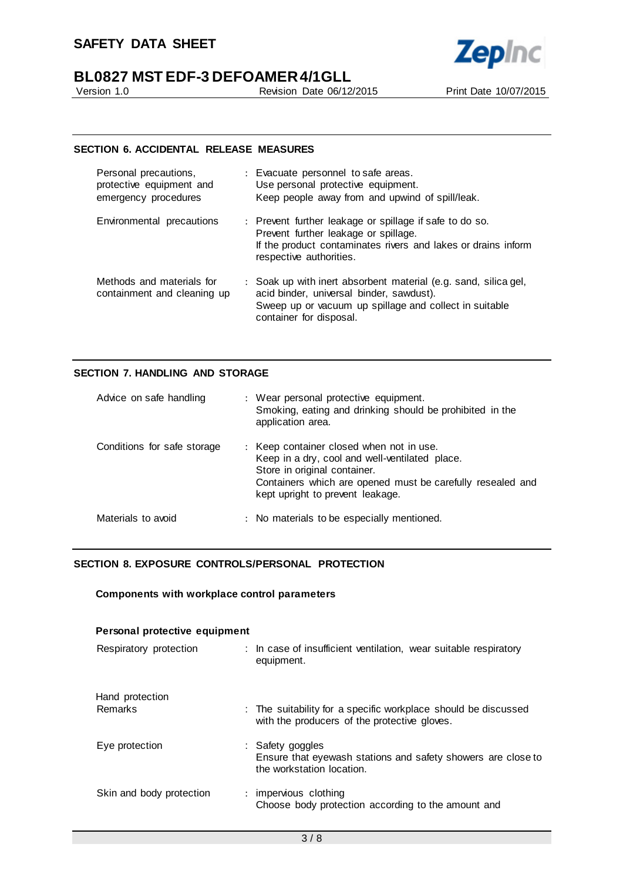## SECTION 6. ACCIDENTAL RELEASE MEASURES

| | |
|---|---|
| Personal precautions, protective equipment and emergency procedures | : Evacuate personnel to safe areas.<br>Use personal protective equipment.<br>Keep people away from and upwind of spill/leak. |
| Environmental precautions | : Prevent further leakage or spillage if safe to do so.<br>Prevent further leakage or spillage.<br>If the product contaminates rivers and lakes or drains inform respective authorities. |
| Methods and materials for containment and cleaning up | : Soak up with inert absorbent material (e.g. sand, silica gel, acid binder, universal binder, sawdust).<br>Sweep up or vacuum up spillage and collect in suitable container for disposal. |

## SECTION 7. HANDLING AND STORAGE

| | |
|---|---|
| Advice on safe handling | : Wear personal protective equipment.<br>Smoking, eating and drinking should be prohibited in the application area. |
| Conditions for safe storage | : Keep container closed when not in use.<br>Keep in a dry, cool and well-ventilated place.<br>Store in original container.<br>Containers which are opened must be carefully resealed and kept upright to prevent leakage. |
| Materials to avoid | : No materials to be especially mentioned. |

## SECTION 8. EXPOSURE CONTROLS/PERSONAL PROTECTION

### Components with workplace control parameters

### Personal protective equipment

| | |
|---|---|
| Respiratory protection | : In case of insufficient ventilation, wear suitable respiratory equipment. |
| Hand protection<br>Remarks | : The suitability for a specific workplace should be discussed with the producers of the protective gloves. |
| Eye protection | : Safety goggles<br>Ensure that eyewash stations and safety showers are close to the workstation location. |
| Skin and body protection | : impervious clothing<br>Choose body protection according to the amount and |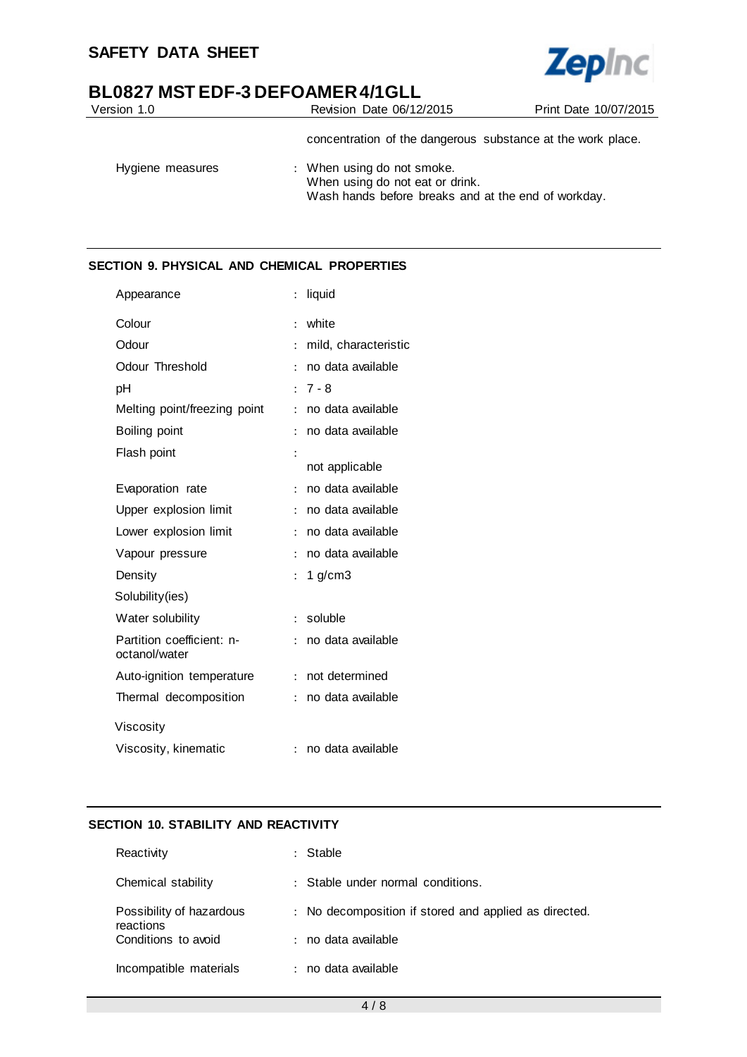concentration of the dangerous substance at the work place.

| | | |
|---|---|---|
| Hygiene measures | : | When using do not smoke.<br>When using do not eat or drink.<br>Wash hands before breaks and at the end of workday. |

## SECTION 9. PHYSICAL AND CHEMICAL PROPERTIES

| | | |
|---|---|---|
| Appearance | : | liquid |
| Colour | : | white |
| Odour | : | mild, characteristic |
| Odour Threshold | : | no data available |
| pH | : | 7 - 8 |
| Melting point/freezing point | : | no data available |
| Boiling point | : | no data available |
| Flash point | : | not applicable |
| Evaporation rate | : | no data available |
| Upper explosion limit | : | no data available |
| Lower explosion limit | : | no data available |
| Vapour pressure | : | no data available |
| Density | : | 1 g/cm3 |
| Solubility(ies) | | |
| Water solubility | : | soluble |
| Partition coefficient: n-octanol/water | : | no data available |
| Auto-ignition temperature | : | not determined |
| Thermal decomposition | : | no data available |
| Viscosity | | |
| Viscosity, kinematic | : | no data available |

## SECTION 10. STABILITY AND REACTIVITY

| | | |
|---|---|---|
| Reactivity | : | Stable |
| Chemical stability | : | Stable under normal conditions. |
| Possibility of hazardous reactions | : | No decomposition if stored and applied as directed. |
| Conditions to avoid | : | no data available |
| Incompatible materials | : | no data available |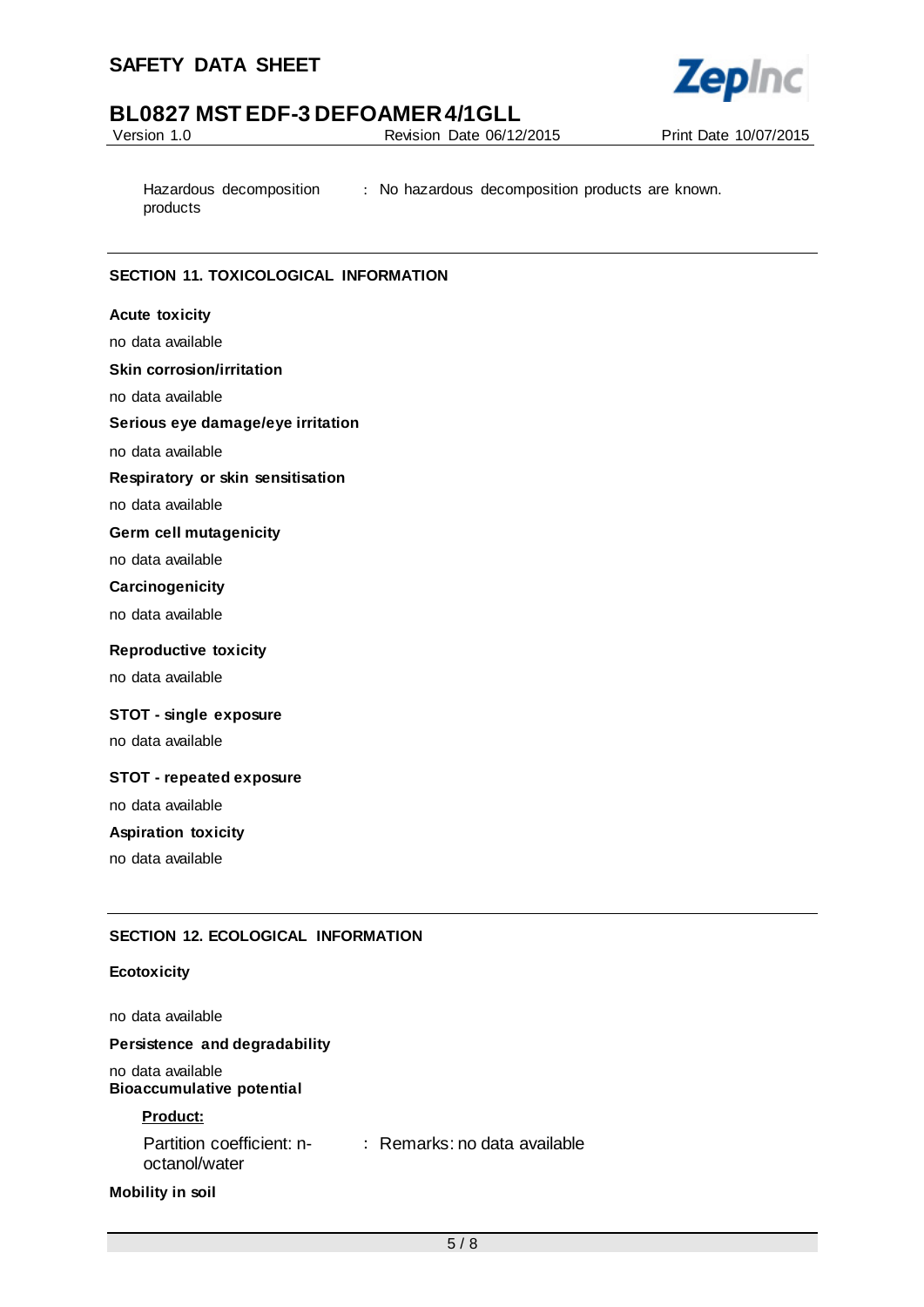Hazardous decomposition products : No hazardous decomposition products are known.

## SECTION 11. TOXICOLOGICAL INFORMATION

**Acute toxicity**

no data available

**Skin corrosion/irritation**

no data available

**Serious eye damage/eye irritation**

no data available

**Respiratory or skin sensitisation**

no data available

**Germ cell mutagenicity**

no data available

**Carcinogenicity**

no data available

**Reproductive toxicity**

no data available

**STOT - single exposure**

no data available

**STOT - repeated exposure**

no data available

**Aspiration toxicity**

no data available

## SECTION 12. ECOLOGICAL INFORMATION

**Ecotoxicity**

no data available

**Persistence and degradability**

no data available

**Bioaccumulative potential**

**Product:**

Partition coefficient: n-octanol/water : Remarks: no data available

**Mobility in soil**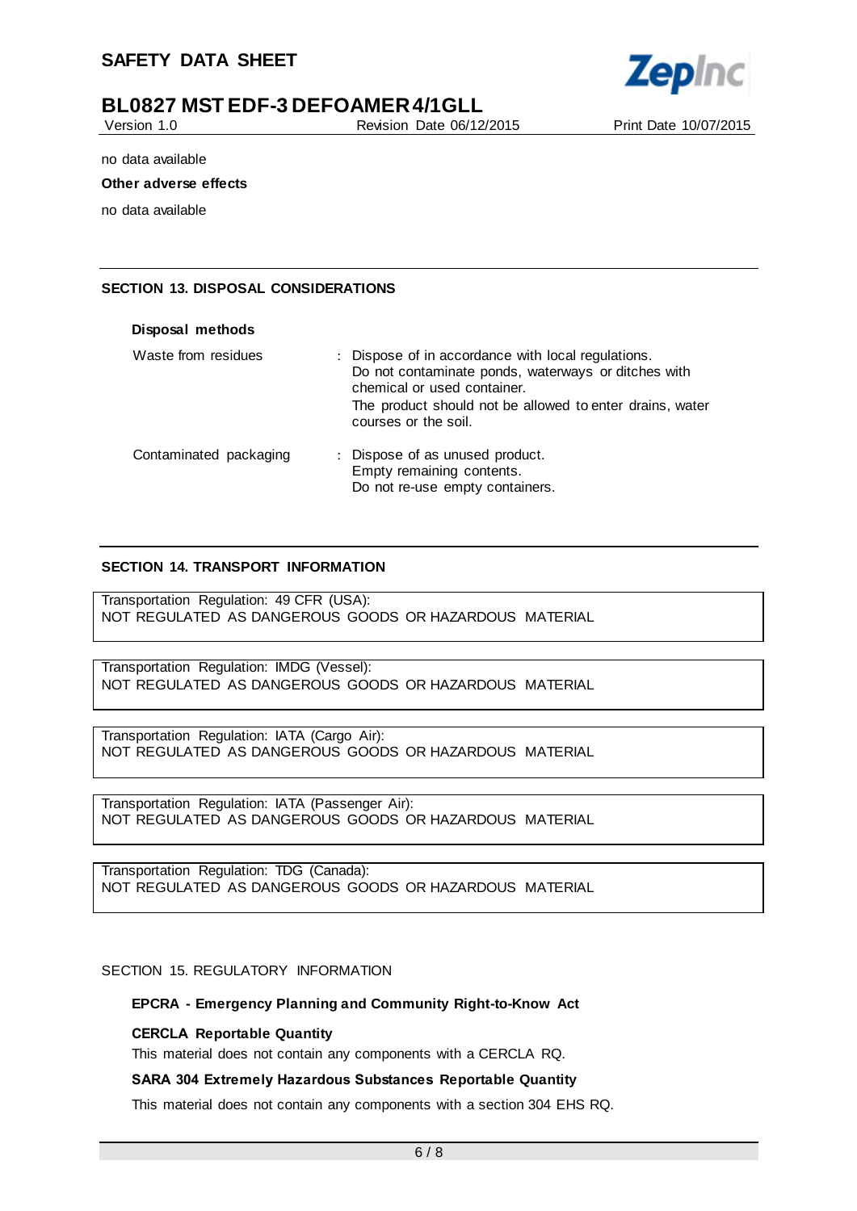no data available

**Other adverse effects**

no data available

## SECTION 13. DISPOSAL CONSIDERATIONS

**Disposal methods**

| | |
|---|---|
| Waste from residues | : Dispose of in accordance with local regulations. Do not contaminate ponds, waterways or ditches with chemical or used container. The product should not be allowed to enter drains, water courses or the soil. |
| Contaminated packaging | : Dispose of as unused product. Empty remaining contents. Do not re-use empty containers. |

## SECTION 14. TRANSPORT INFORMATION

Transportation Regulation: 49 CFR (USA):
NOT REGULATED AS DANGEROUS GOODS OR HAZARDOUS MATERIAL

Transportation Regulation: IMDG (Vessel):
NOT REGULATED AS DANGEROUS GOODS OR HAZARDOUS MATERIAL

Transportation Regulation: IATA (Cargo Air):
NOT REGULATED AS DANGEROUS GOODS OR HAZARDOUS MATERIAL

Transportation Regulation: IATA (Passenger Air):
NOT REGULATED AS DANGEROUS GOODS OR HAZARDOUS MATERIAL

Transportation Regulation: TDG (Canada):
NOT REGULATED AS DANGEROUS GOODS OR HAZARDOUS MATERIAL

## SECTION 15. REGULATORY INFORMATION

**EPCRA - Emergency Planning and Community Right-to-Know Act**

**CERCLA Reportable Quantity**

This material does not contain any components with a CERCLA RQ.

**SARA 304 Extremely Hazardous Substances Reportable Quantity**

This material does not contain any components with a section 304 EHS RQ.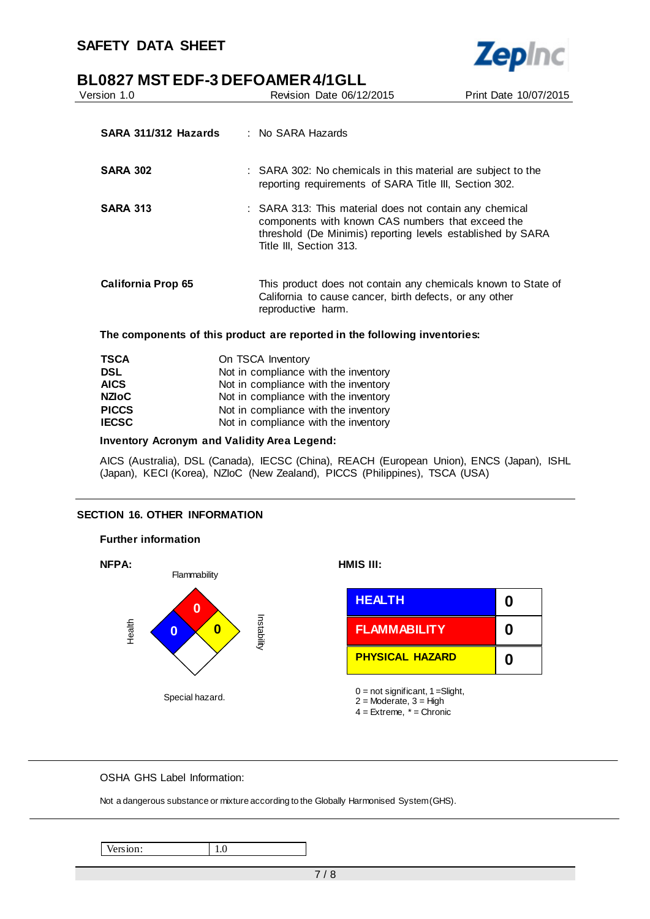| | | |
|---|---|---|
| **SARA 311/312 Hazards** | : | No SARA Hazards |
| **SARA 302** | : | SARA 302: No chemicals in this material are subject to the reporting requirements of SARA Title III, Section 302. |
| **SARA 313** | : | SARA 313: This material does not contain any chemical components with known CAS numbers that exceed the threshold (De Minimis) reporting levels established by SARA Title III, Section 313. |
| **California Prop 65** | | This product does not contain any chemicals known to State of California to cause cancer, birth defects, or any other reproductive harm. |

**The components of this product are reported in the following inventories:**

| | |
|---|---|
| **TSCA** | On TSCA Inventory |
| **DSL** | Not in compliance with the inventory |
| **AICS** | Not in compliance with the inventory |
| **NZIoC** | Not in compliance with the inventory |
| **PICCS** | Not in compliance with the inventory |
| **IECSC** | Not in compliance with the inventory |

**Inventory Acronym and Validity Area Legend:**

AICS (Australia), DSL (Canada), IECSC (China), REACH (European Union), ENCS (Japan), ISHL (Japan), KECI (Korea), NZIoC (New Zealand), PICCS (Philippines), TSCA (USA)

## SECTION 16. OTHER INFORMATION

**Further information**

**NFPA:**

Flammability: 0
Health: 0
Instability: 0
Special hazard.

**HMIS III:**

| | |
|---|---|
| HEALTH | 0 |
| FLAMMABILITY | 0 |
| PHYSICAL HAZARD | 0 |

0 = not significant, 1 =Slight,
2 = Moderate, 3 = High
4 = Extreme, * = Chronic

OSHA GHS Label Information:

Not a dangerous substance or mixture according to the Globally Harmonised System (GHS).

| Version: | 1.0 |
|---|---|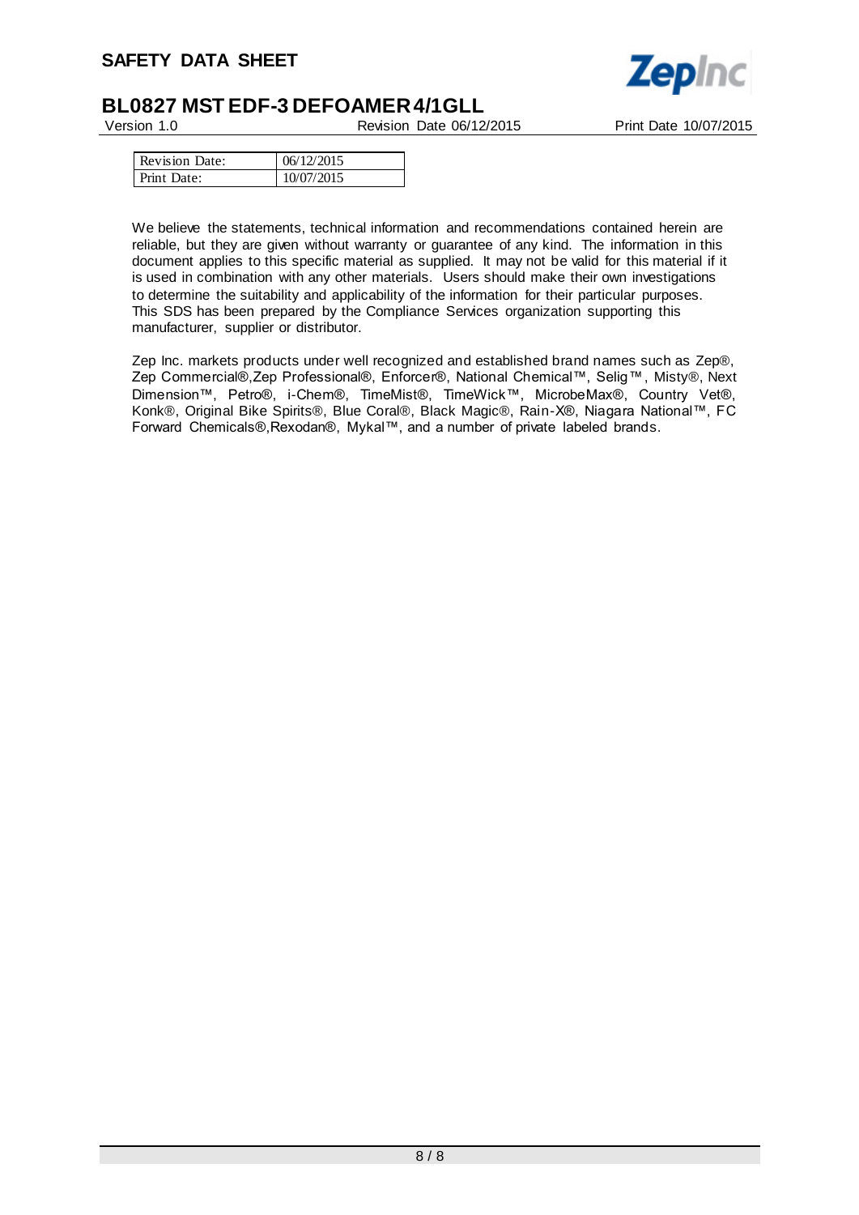| | |
|---|---|
| Revision Date: | 06/12/2015 |
| Print Date: | 10/07/2015 |

We believe the statements, technical information and recommendations contained herein are reliable, but they are given without warranty or guarantee of any kind. The information in this document applies to this specific material as supplied. It may not be valid for this material if it is used in combination with any other materials. Users should make their own investigations to determine the suitability and applicability of the information for their particular purposes. This SDS has been prepared by the Compliance Services organization supporting this manufacturer, supplier or distributor.

Zep Inc. markets products under well recognized and established brand names such as Zep®, Zep Commercial®,Zep Professional®, Enforcer®, National Chemical™, Selig™, Misty®, Next Dimension™, Petro®, i-Chem®, TimeMist®, TimeWick™, MicrobeMax®, Country Vet®, Konk®, Original Bike Spirits®, Blue Coral®, Black Magic®, Rain-X®, Niagara National™, FC Forward Chemicals®,Rexodan®, Mykal™, and a number of private labeled brands.